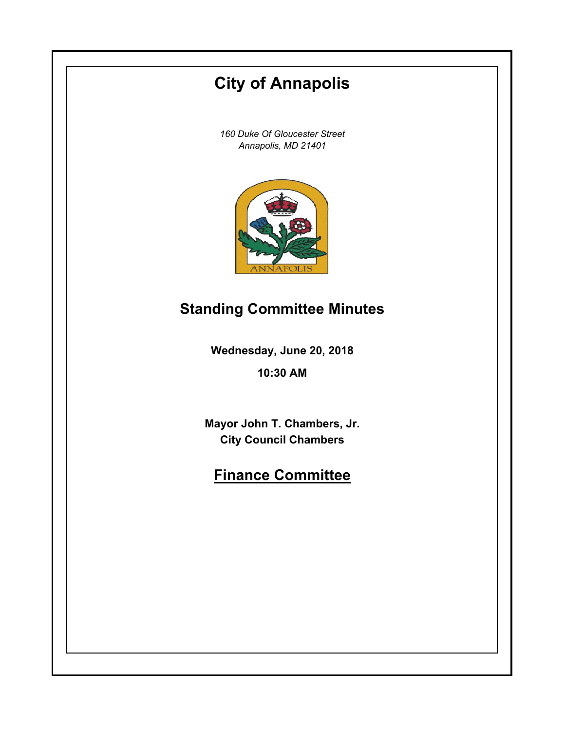# City of Annapolis

*160 Duke Of Gloucester Street*
*Annapolis, MD 21401*

## Standing Committee Minutes

**Wednesday, June 20, 2018**

**10:30 AM**

**Mayor John T. Chambers, Jr.**
**City Council Chambers**

## Finance Committee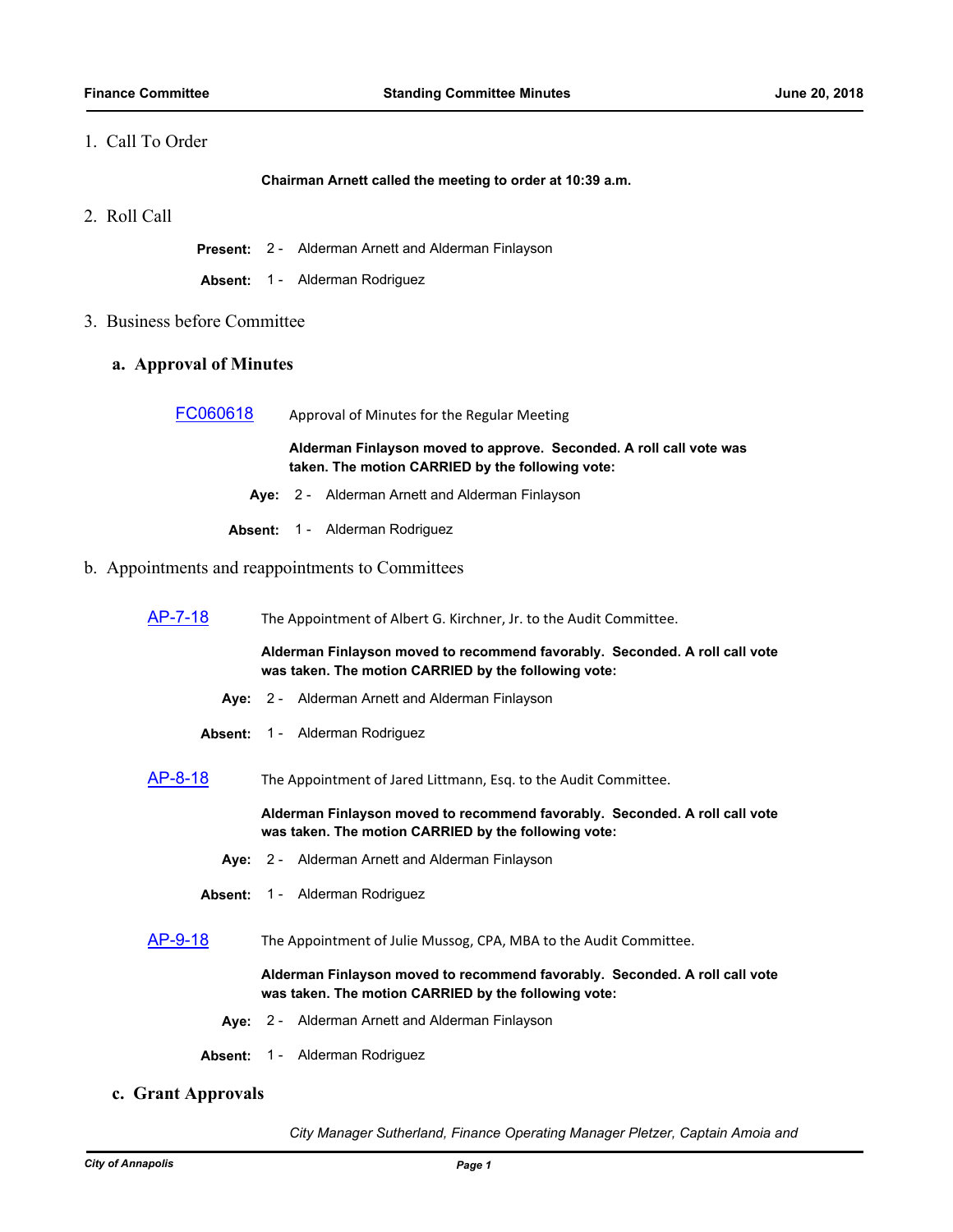## 1. Call To Order

**Chairman Arnett called the meeting to order at 10:39 a.m.**

## 2. Roll Call

**Present:** 2 - Alderman Arnett and Alderman Finlayson

**Absent:** 1 - Alderman Rodriguez

## 3. Business before Committee

### a. Approval of Minutes

**FC060618** Approval of Minutes for the Regular Meeting

**Alderman Finlayson moved to approve. Seconded. A roll call vote was taken. The motion CARRIED by the following vote:**

**Aye:** 2 - Alderman Arnett and Alderman Finlayson

**Absent:** 1 - Alderman Rodriguez

### b. Appointments and reappointments to Committees

**AP-7-18** The Appointment of Albert G. Kirchner, Jr. to the Audit Committee.

**Alderman Finlayson moved to recommend favorably. Seconded. A roll call vote was taken. The motion CARRIED by the following vote:**

**Aye:** 2 - Alderman Arnett and Alderman Finlayson

**Absent:** 1 - Alderman Rodriguez

**AP-8-18** The Appointment of Jared Littmann, Esq. to the Audit Committee.

**Alderman Finlayson moved to recommend favorably. Seconded. A roll call vote was taken. The motion CARRIED by the following vote:**

**Aye:** 2 - Alderman Arnett and Alderman Finlayson

**Absent:** 1 - Alderman Rodriguez

**AP-9-18** The Appointment of Julie Mussog, CPA, MBA to the Audit Committee.

**Alderman Finlayson moved to recommend favorably. Seconded. A roll call vote was taken. The motion CARRIED by the following vote:**

**Aye:** 2 - Alderman Arnett and Alderman Finlayson

**Absent:** 1 - Alderman Rodriguez

### c. Grant Approvals

*City Manager Sutherland, Finance Operating Manager Pletzer, Captain Amoia and*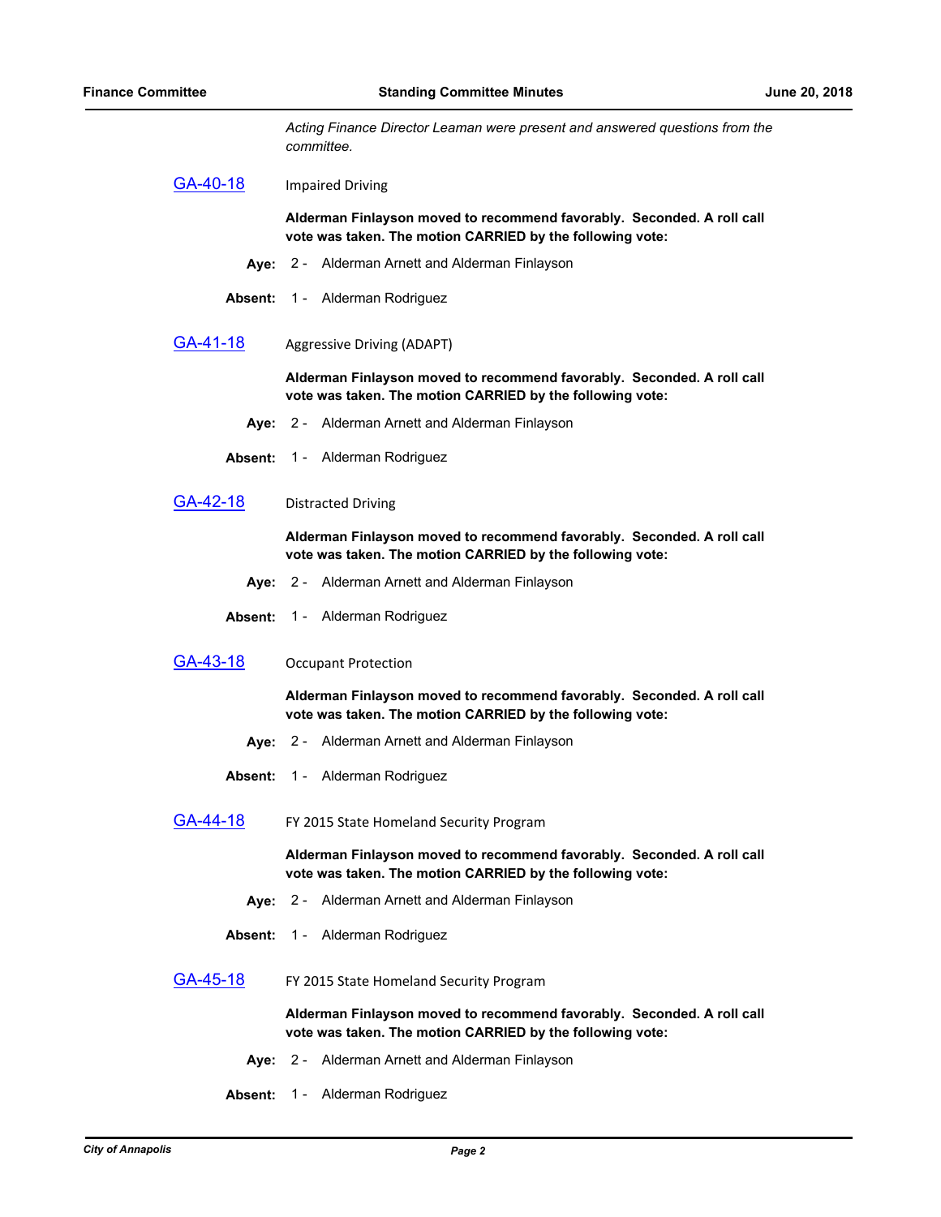*Acting Finance Director Leaman were present and answered questions from the committee.*

[GA-40-18] Impaired Driving

**Alderman Finlayson moved to recommend favorably. Seconded. A roll call vote was taken. The motion CARRIED by the following vote:**

**Aye:** 2 - Alderman Arnett and Alderman Finlayson

**Absent:** 1 - Alderman Rodriguez

[GA-41-18] Aggressive Driving (ADAPT)

**Alderman Finlayson moved to recommend favorably. Seconded. A roll call vote was taken. The motion CARRIED by the following vote:**

**Aye:** 2 - Alderman Arnett and Alderman Finlayson

**Absent:** 1 - Alderman Rodriguez

[GA-42-18] Distracted Driving

**Alderman Finlayson moved to recommend favorably. Seconded. A roll call vote was taken. The motion CARRIED by the following vote:**

**Aye:** 2 - Alderman Arnett and Alderman Finlayson

**Absent:** 1 - Alderman Rodriguez

[GA-43-18] Occupant Protection

**Alderman Finlayson moved to recommend favorably. Seconded. A roll call vote was taken. The motion CARRIED by the following vote:**

**Aye:** 2 - Alderman Arnett and Alderman Finlayson

**Absent:** 1 - Alderman Rodriguez

[GA-44-18] FY 2015 State Homeland Security Program

**Alderman Finlayson moved to recommend favorably. Seconded. A roll call vote was taken. The motion CARRIED by the following vote:**

**Aye:** 2 - Alderman Arnett and Alderman Finlayson

**Absent:** 1 - Alderman Rodriguez

[GA-45-18] FY 2015 State Homeland Security Program

**Alderman Finlayson moved to recommend favorably. Seconded. A roll call vote was taken. The motion CARRIED by the following vote:**

**Aye:** 2 - Alderman Arnett and Alderman Finlayson

**Absent:** 1 - Alderman Rodriguez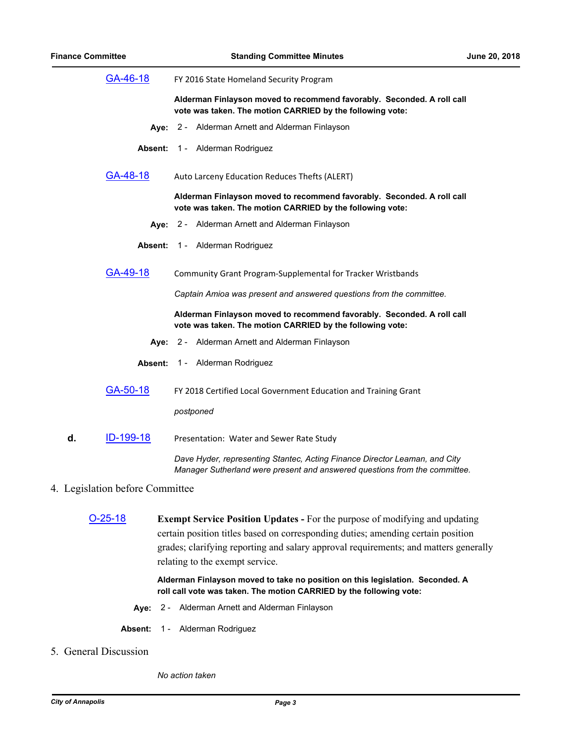**GA-46-18** FY 2016 State Homeland Security Program

**Alderman Finlayson moved to recommend favorably. Seconded. A roll call vote was taken. The motion CARRIED by the following vote:**

**Aye:** 2 - Alderman Arnett and Alderman Finlayson

**Absent:** 1 - Alderman Rodriguez

**GA-48-18** Auto Larceny Education Reduces Thefts (ALERT)

**Alderman Finlayson moved to recommend favorably. Seconded. A roll call vote was taken. The motion CARRIED by the following vote:**

**Aye:** 2 - Alderman Arnett and Alderman Finlayson

**Absent:** 1 - Alderman Rodriguez

**GA-49-18** Community Grant Program-Supplemental for Tracker Wristbands

*Captain Amioa was present and answered questions from the committee.*

**Alderman Finlayson moved to recommend favorably. Seconded. A roll call vote was taken. The motion CARRIED by the following vote:**

**Aye:** 2 - Alderman Arnett and Alderman Finlayson

**Absent:** 1 - Alderman Rodriguez

**GA-50-18** FY 2018 Certified Local Government Education and Training Grant

*postponed*

**d.** **ID-199-18** Presentation: Water and Sewer Rate Study

*Dave Hyder, representing Stantec, Acting Finance Director Leaman, and City Manager Sutherland were present and answered questions from the committee.*

## 4. Legislation before Committee

**O-25-18** **Exempt Service Position Updates -** For the purpose of modifying and updating certain position titles based on corresponding duties; amending certain position grades; clarifying reporting and salary approval requirements; and matters generally relating to the exempt service.

**Alderman Finlayson moved to take no position on this legislation. Seconded. A roll call vote was taken. The motion CARRIED by the following vote:**

**Aye:** 2 - Alderman Arnett and Alderman Finlayson

**Absent:** 1 - Alderman Rodriguez

## 5. General Discussion

*No action taken*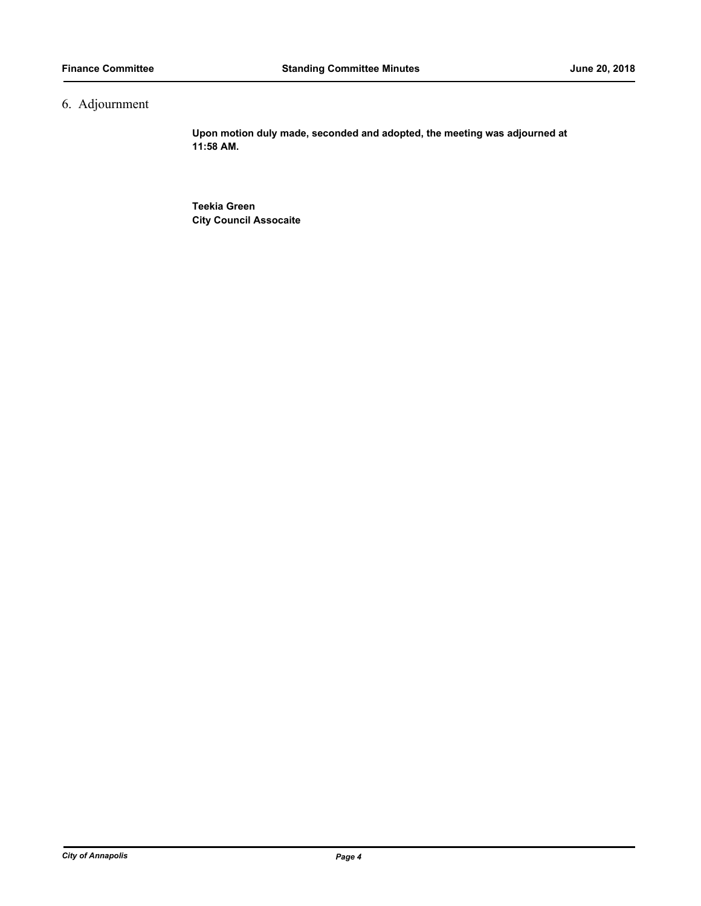## 6. Adjournment

**Upon motion duly made, seconded and adopted, the meeting was adjourned at 11:58 AM.**

**Teekia Green**
**City Council Assocaite**